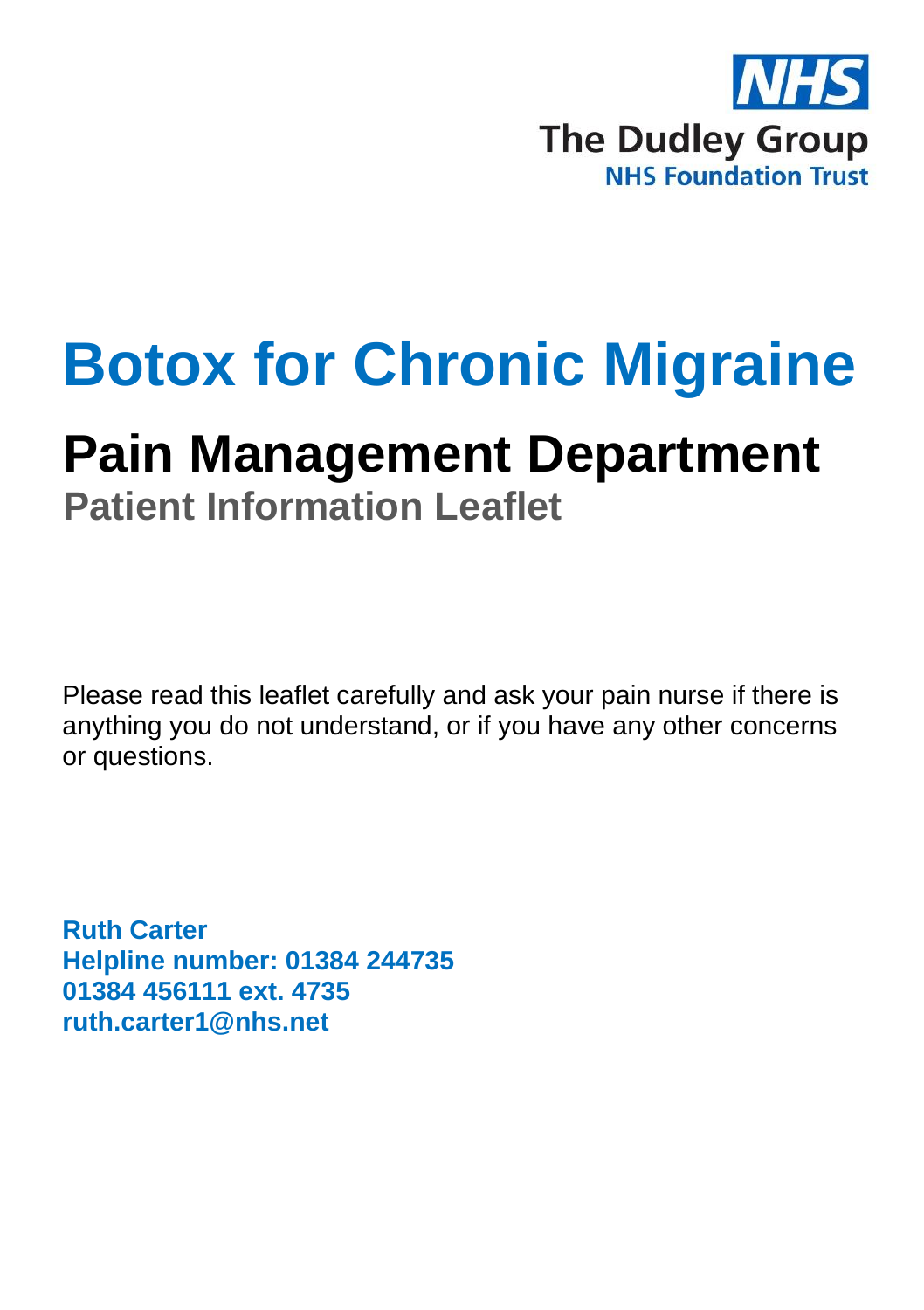NHS
The Dudley Group
NHS Foundation Trust

# Botox for Chronic Migraine

## Pain Management Department

### Patient Information Leaflet

Please read this leaflet carefully and ask your pain nurse if there is anything you do not understand, or if you have any other concerns or questions.

**Ruth Carter**
**Helpline number: 01384 244735**
**01384 456111 ext. 4735**
**ruth.carter1@nhs.net**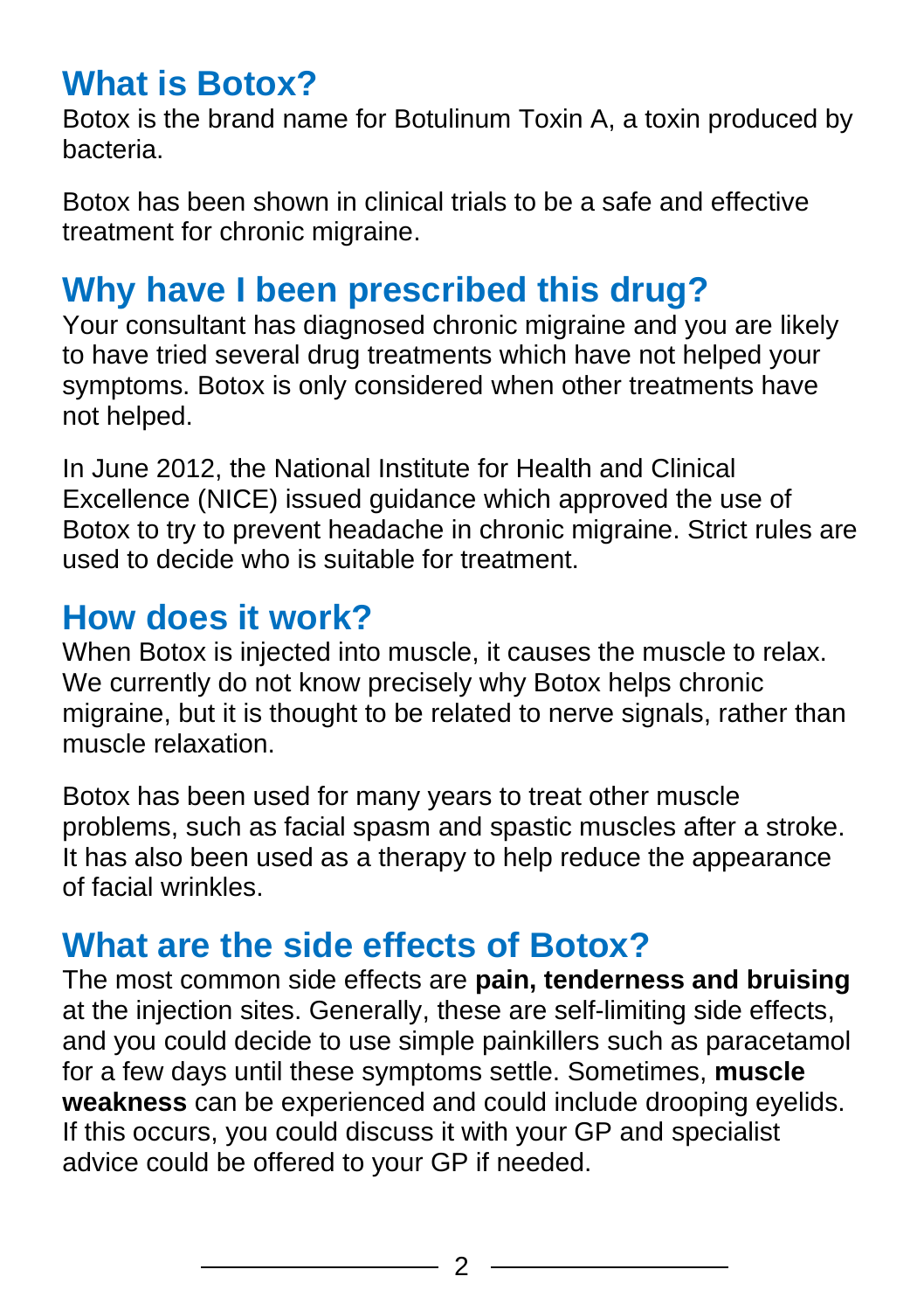## What is Botox?

Botox is the brand name for Botulinum Toxin A, a toxin produced by bacteria.

Botox has been shown in clinical trials to be a safe and effective treatment for chronic migraine.

## Why have I been prescribed this drug?

Your consultant has diagnosed chronic migraine and you are likely to have tried several drug treatments which have not helped your symptoms. Botox is only considered when other treatments have not helped.

In June 2012, the National Institute for Health and Clinical Excellence (NICE) issued guidance which approved the use of Botox to try to prevent headache in chronic migraine. Strict rules are used to decide who is suitable for treatment.

## How does it work?

When Botox is injected into muscle, it causes the muscle to relax. We currently do not know precisely why Botox helps chronic migraine, but it is thought to be related to nerve signals, rather than muscle relaxation.

Botox has been used for many years to treat other muscle problems, such as facial spasm and spastic muscles after a stroke. It has also been used as a therapy to help reduce the appearance of facial wrinkles.

## What are the side effects of Botox?

The most common side effects are **pain, tenderness and bruising** at the injection sites. Generally, these are self-limiting side effects, and you could decide to use simple painkillers such as paracetamol for a few days until these symptoms settle. Sometimes, **muscle weakness** can be experienced and could include drooping eyelids. If this occurs, you could discuss it with your GP and specialist advice could be offered to your GP if needed.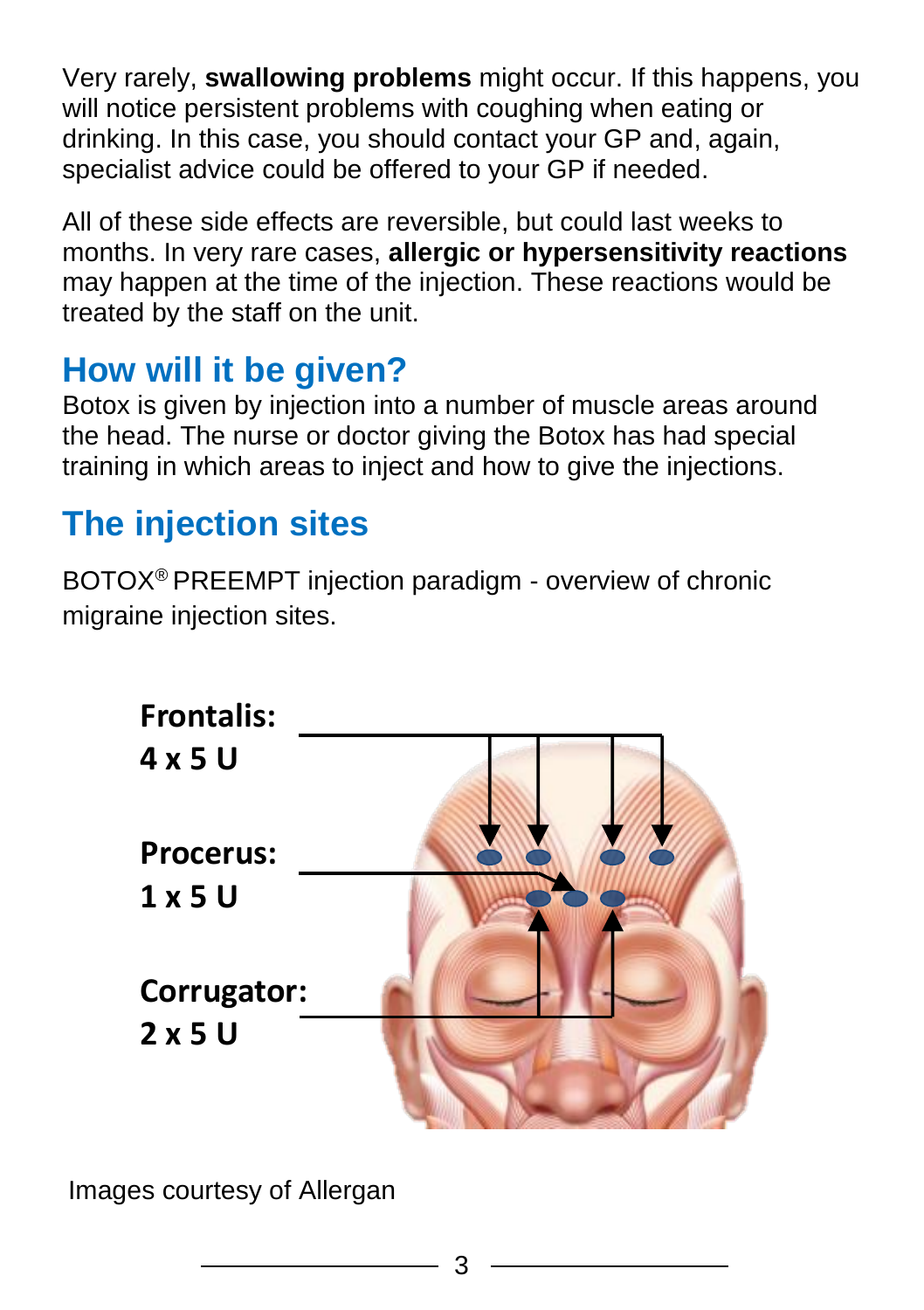Very rarely, **swallowing problems** might occur. If this happens, you will notice persistent problems with coughing when eating or drinking. In this case, you should contact your GP and, again, specialist advice could be offered to your GP if needed.

All of these side effects are reversible, but could last weeks to months. In very rare cases, **allergic or hypersensitivity reactions** may happen at the time of the injection. These reactions would be treated by the staff on the unit.

## How will it be given?

Botox is given by injection into a number of muscle areas around the head. The nurse or doctor giving the Botox has had special training in which areas to inject and how to give the injections.

## The injection sites

BOTOX® PREEMPT injection paradigm - overview of chronic migraine injection sites.

**Frontalis: 4 x 5 U**

**Procerus: 1 x 5 U**

**Corrugator: 2 x 5 U**

Images courtesy of Allergan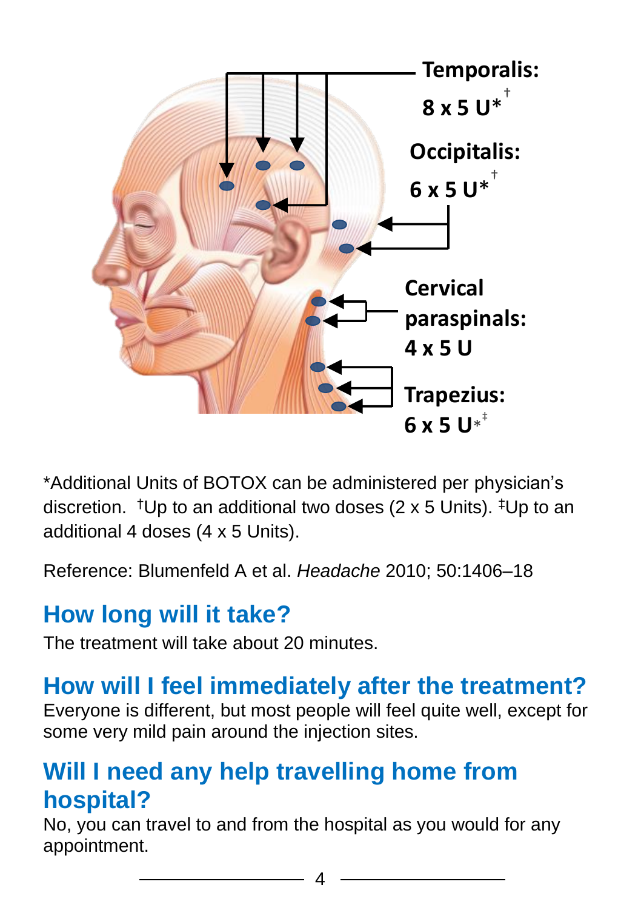Temporalis: 8 x 5 U*†

Occipitalis: 6 x 5 U*†

Cervical paraspinals: 4 x 5 U

Trapezius: 6 x 5 U*‡

*Additional Units of BOTOX can be administered per physician's discretion. †Up to an additional two doses (2 x 5 Units). ‡Up to an additional 4 doses (4 x 5 Units).

Reference: Blumenfeld A et al. *Headache* 2010; 50:1406–18

## How long will it take?

The treatment will take about 20 minutes.

## How will I feel immediately after the treatment?

Everyone is different, but most people will feel quite well, except for some very mild pain around the injection sites.

## Will I need any help travelling home from hospital?

No, you can travel to and from the hospital as you would for any appointment.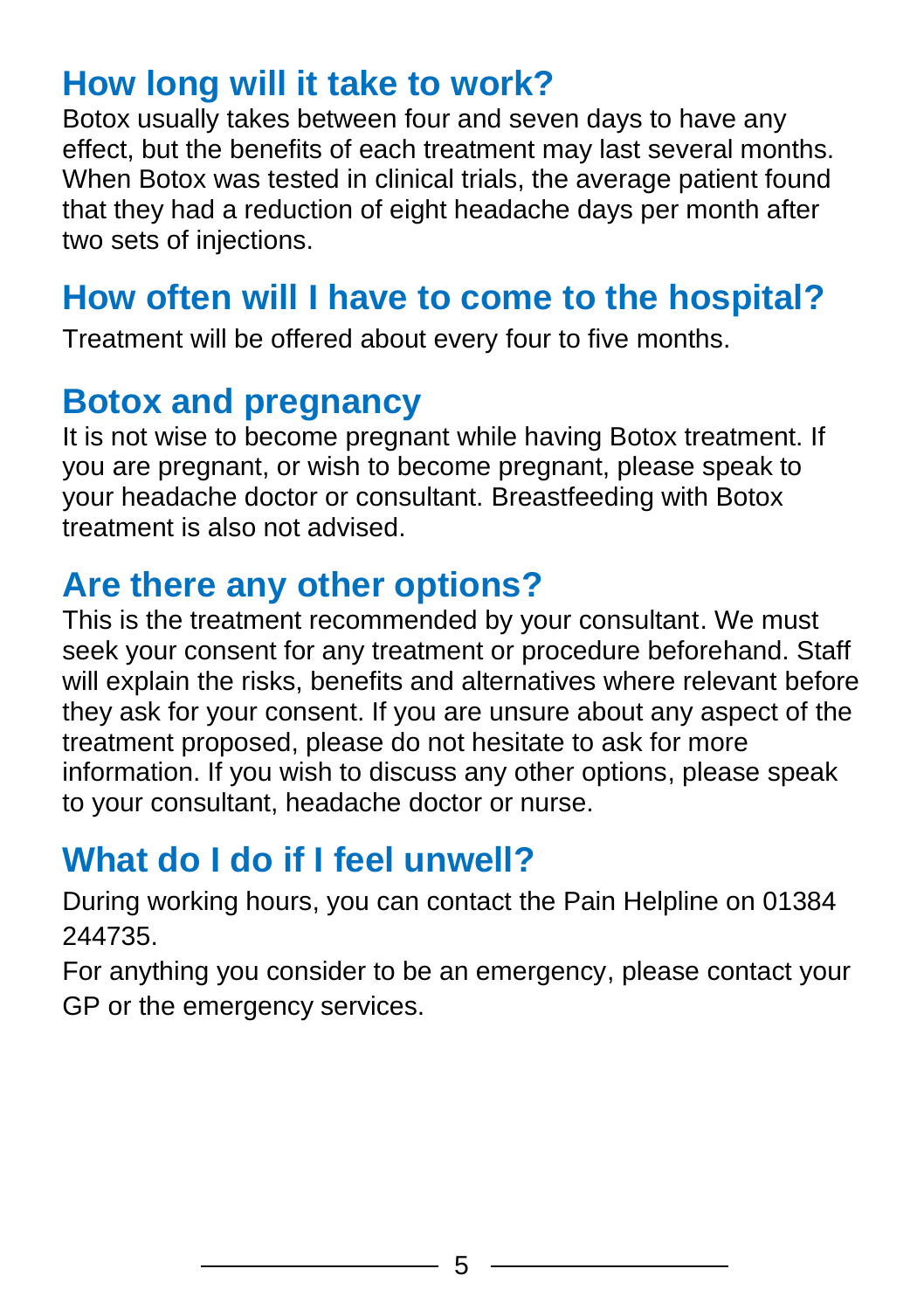## How long will it take to work?

Botox usually takes between four and seven days to have any effect, but the benefits of each treatment may last several months. When Botox was tested in clinical trials, the average patient found that they had a reduction of eight headache days per month after two sets of injections.

## How often will I have to come to the hospital?

Treatment will be offered about every four to five months.

## Botox and pregnancy

It is not wise to become pregnant while having Botox treatment. If you are pregnant, or wish to become pregnant, please speak to your headache doctor or consultant. Breastfeeding with Botox treatment is also not advised.

## Are there any other options?

This is the treatment recommended by your consultant. We must seek your consent for any treatment or procedure beforehand. Staff will explain the risks, benefits and alternatives where relevant before they ask for your consent. If you are unsure about any aspect of the treatment proposed, please do not hesitate to ask for more information. If you wish to discuss any other options, please speak to your consultant, headache doctor or nurse.

## What do I do if I feel unwell?

During working hours, you can contact the Pain Helpline on 01384 244735.

For anything you consider to be an emergency, please contact your GP or the emergency services.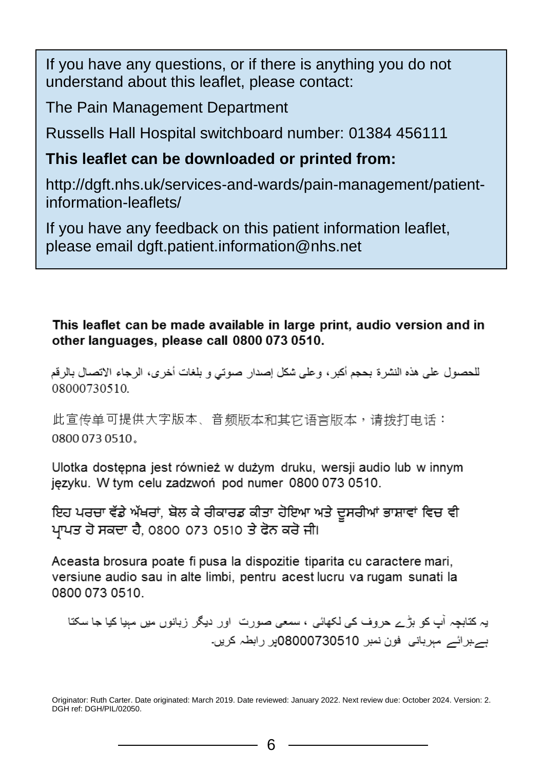If you have any questions, or if there is anything you do not understand about this leaflet, please contact:

The Pain Management Department

Russells Hall Hospital switchboard number: 01384 456111

**This leaflet can be downloaded or printed from:**

http://dgft.nhs.uk/services-and-wards/pain-management/patient-information-leaflets/

If you have any feedback on this patient information leaflet, please email dgft.patient.information@nhs.net

**This leaflet can be made available in large print, audio version and in other languages, please call 0800 073 0510.**

للحصول على هذه النشرة بحجم أكبر، وعلى شكل إصدار صوتي و بلغات أخرى، الرجاء الاتصال بالرقم 08000730510.

此宣传单可提供大字版本、音频版本和其它语言版本，请拨打电话：0800 073 0510。

Ulotka dostępna jest również w dużym druku, wersji audio lub w innym języku. W tym celu zadzwoń pod numer 0800 073 0510.

ਇਹ ਪਰਚਾ ਵੱਡੇ ਅੱਖਰਾਂ, ਬੋਲ ਕੇ ਰੀਕਾਰਡ ਕੀਤਾ ਹੋਇਆ ਅਤੇ ਦੂਸਰੀਆਂ ਭਾਸ਼ਾਵਾਂ ਵਿਚ ਵੀ ਪ੍ਰਾਪਤ ਹੋ ਸਕਦਾ ਹੈ, 0800 073 0510 ਤੇ ਫੋਨ ਕਰੋ ਜੀ।

Aceasta brosura poate fi pusa la dispozitie tiparita cu caractere mari, versiune audio sau in alte limbi, pentru acest lucru va rugam sunati la 0800 073 0510.

یہ کتابچہ آپ کو بڑے حروف کی لکھائی ، سمعی صورت اور دیگر زبانوں میں مہیا کیا جا سکتا ہے۔برائے مہربانی فون نمبر 08000730510پر رابطہ کریں۔

Originator: Ruth Carter. Date originated: March 2019. Date reviewed: January 2022. Next review due: October 2024. Version: 2. DGH ref: DGH/PIL/02050.